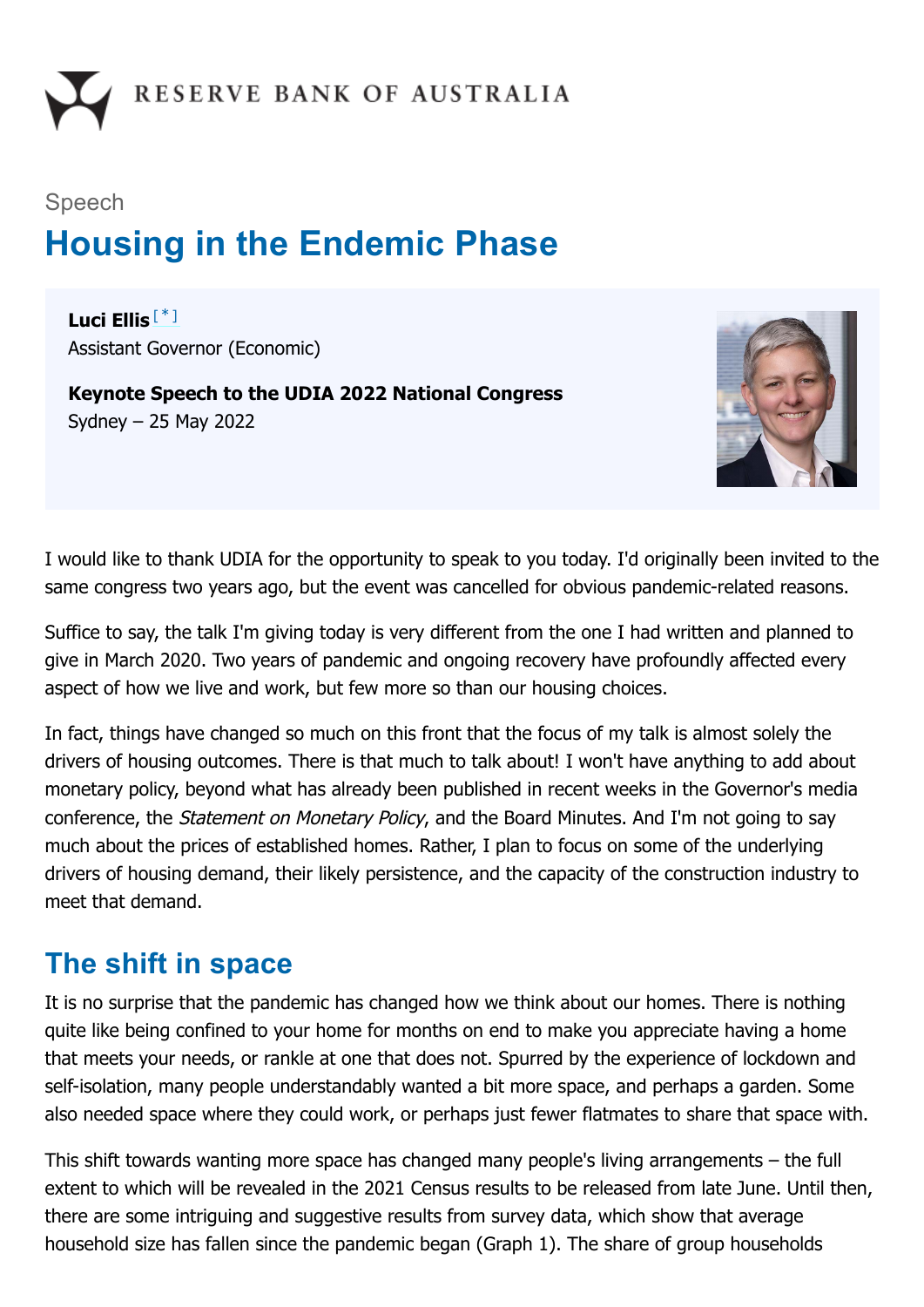RESERVE BANK OF AUSTRALIA

Speech

# Housing in the Endemic Phase

**Luci Ellis** [*]
Assistant Governor (Economic)

**Keynote Speech to the UDIA 2022 National Congress**
Sydney – 25 May 2022

I would like to thank UDIA for the opportunity to speak to you today. I'd originally been invited to the same congress two years ago, but the event was cancelled for obvious pandemic-related reasons.

Suffice to say, the talk I'm giving today is very different from the one I had written and planned to give in March 2020. Two years of pandemic and ongoing recovery have profoundly affected every aspect of how we live and work, but few more so than our housing choices.

In fact, things have changed so much on this front that the focus of my talk is almost solely the drivers of housing outcomes. There is that much to talk about! I won't have anything to add about monetary policy, beyond what has already been published in recent weeks in the Governor's media conference, the *Statement on Monetary Policy*, and the Board Minutes. And I'm not going to say much about the prices of established homes. Rather, I plan to focus on some of the underlying drivers of housing demand, their likely persistence, and the capacity of the construction industry to meet that demand.

## The shift in space

It is no surprise that the pandemic has changed how we think about our homes. There is nothing quite like being confined to your home for months on end to make you appreciate having a home that meets your needs, or rankle at one that does not. Spurred by the experience of lockdown and self-isolation, many people understandably wanted a bit more space, and perhaps a garden. Some also needed space where they could work, or perhaps just fewer flatmates to share that space with.

This shift towards wanting more space has changed many people's living arrangements – the full extent to which will be revealed in the 2021 Census results to be released from late June. Until then, there are some intriguing and suggestive results from survey data, which show that average household size has fallen since the pandemic began (Graph 1). The share of group households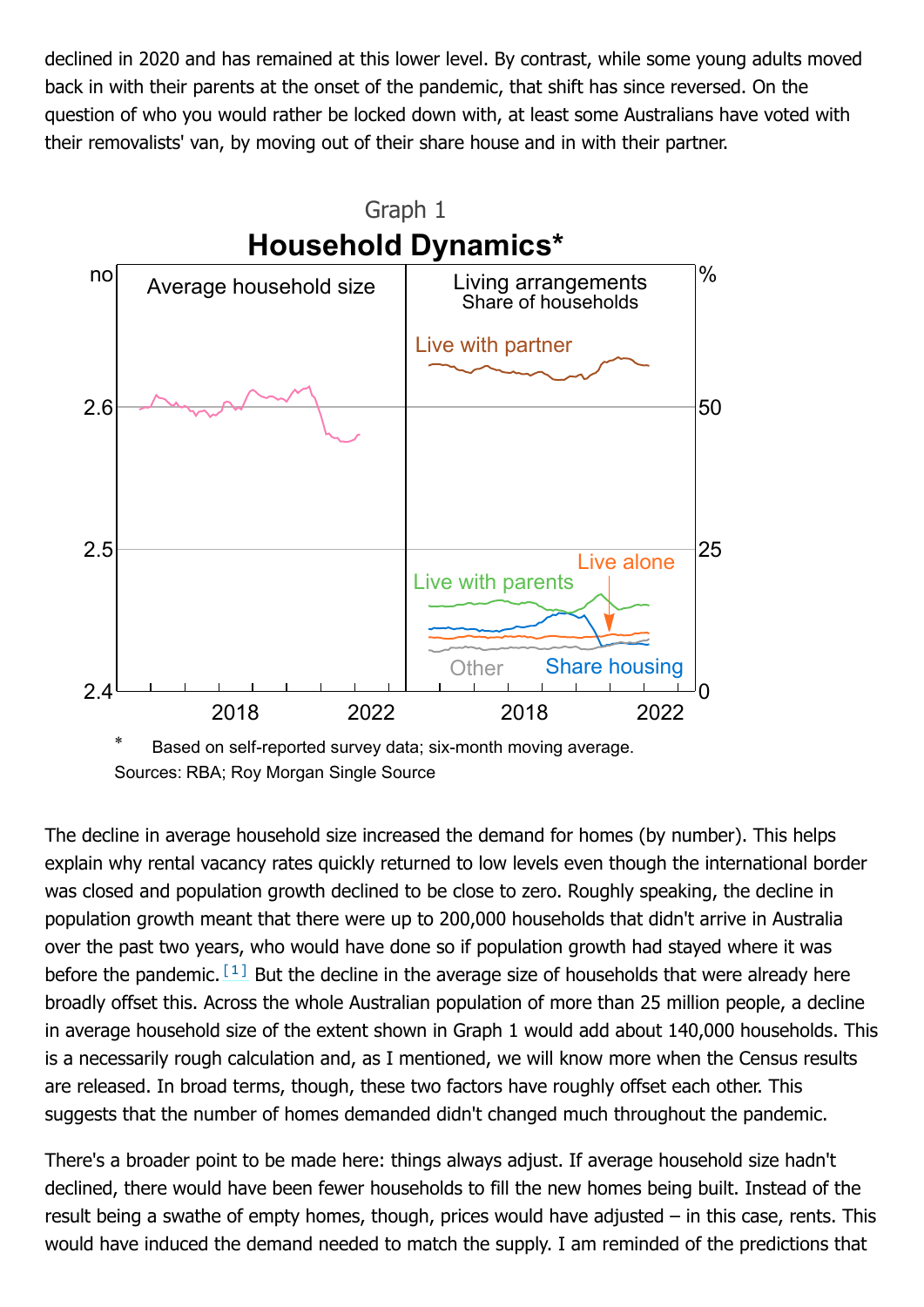declined in 2020 and has remained at this lower level. By contrast, while some young adults moved back in with their parents at the onset of the pandemic, that shift has since reversed. On the question of who you would rather be locked down with, at least some Australians have voted with their removalists' van, by moving out of their share house and in with their partner.

Graph 1

**Household Dynamics***

\* Based on self-reported survey data; six-month moving average.

Sources: RBA; Roy Morgan Single Source

The decline in average household size increased the demand for homes (by number). This helps explain why rental vacancy rates quickly returned to low levels even though the international border was closed and population growth declined to be close to zero. Roughly speaking, the decline in population growth meant that there were up to 200,000 households that didn't arrive in Australia over the past two years, who would have done so if population growth had stayed where it was before the pandemic.[1] But the decline in the average size of households that were already here broadly offset this. Across the whole Australian population of more than 25 million people, a decline in average household size of the extent shown in Graph 1 would add about 140,000 households. This is a necessarily rough calculation and, as I mentioned, we will know more when the Census results are released. In broad terms, though, these two factors have roughly offset each other. This suggests that the number of homes demanded didn't changed much throughout the pandemic.

There's a broader point to be made here: things always adjust. If average household size hadn't declined, there would have been fewer households to fill the new homes being built. Instead of the result being a swathe of empty homes, though, prices would have adjusted – in this case, rents. This would have induced the demand needed to match the supply. I am reminded of the predictions that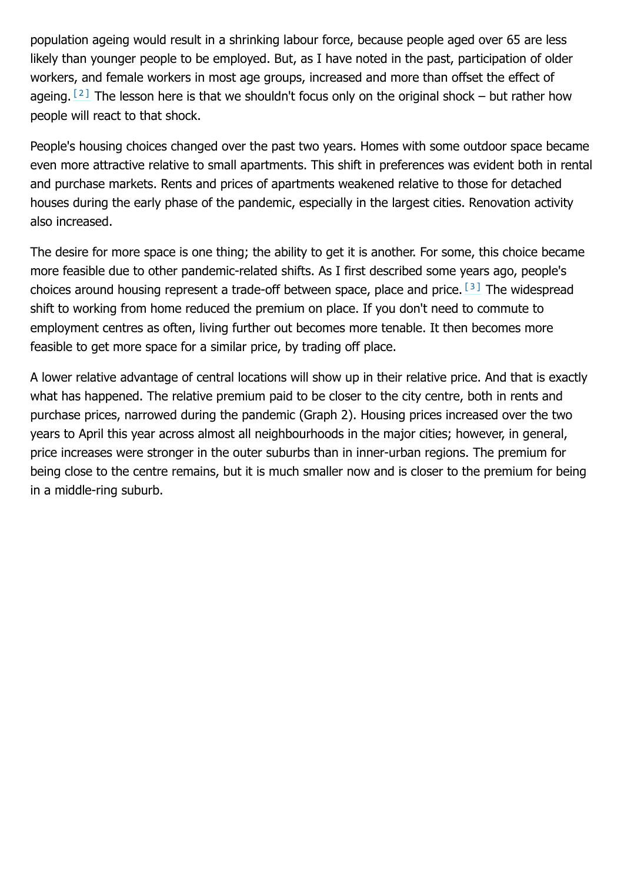population ageing would result in a shrinking labour force, because people aged over 65 are less likely than younger people to be employed. But, as I have noted in the past, participation of older workers, and female workers in most age groups, increased and more than offset the effect of ageing.[2] The lesson here is that we shouldn't focus only on the original shock – but rather how people will react to that shock.

People's housing choices changed over the past two years. Homes with some outdoor space became even more attractive relative to small apartments. This shift in preferences was evident both in rental and purchase markets. Rents and prices of apartments weakened relative to those for detached houses during the early phase of the pandemic, especially in the largest cities. Renovation activity also increased.

The desire for more space is one thing; the ability to get it is another. For some, this choice became more feasible due to other pandemic-related shifts. As I first described some years ago, people's choices around housing represent a trade-off between space, place and price.[3] The widespread shift to working from home reduced the premium on place. If you don't need to commute to employment centres as often, living further out becomes more tenable. It then becomes more feasible to get more space for a similar price, by trading off place.

A lower relative advantage of central locations will show up in their relative price. And that is exactly what has happened. The relative premium paid to be closer to the city centre, both in rents and purchase prices, narrowed during the pandemic (Graph 2). Housing prices increased over the two years to April this year across almost all neighbourhoods in the major cities; however, in general, price increases were stronger in the outer suburbs than in inner-urban regions. The premium for being close to the centre remains, but it is much smaller now and is closer to the premium for being in a middle-ring suburb.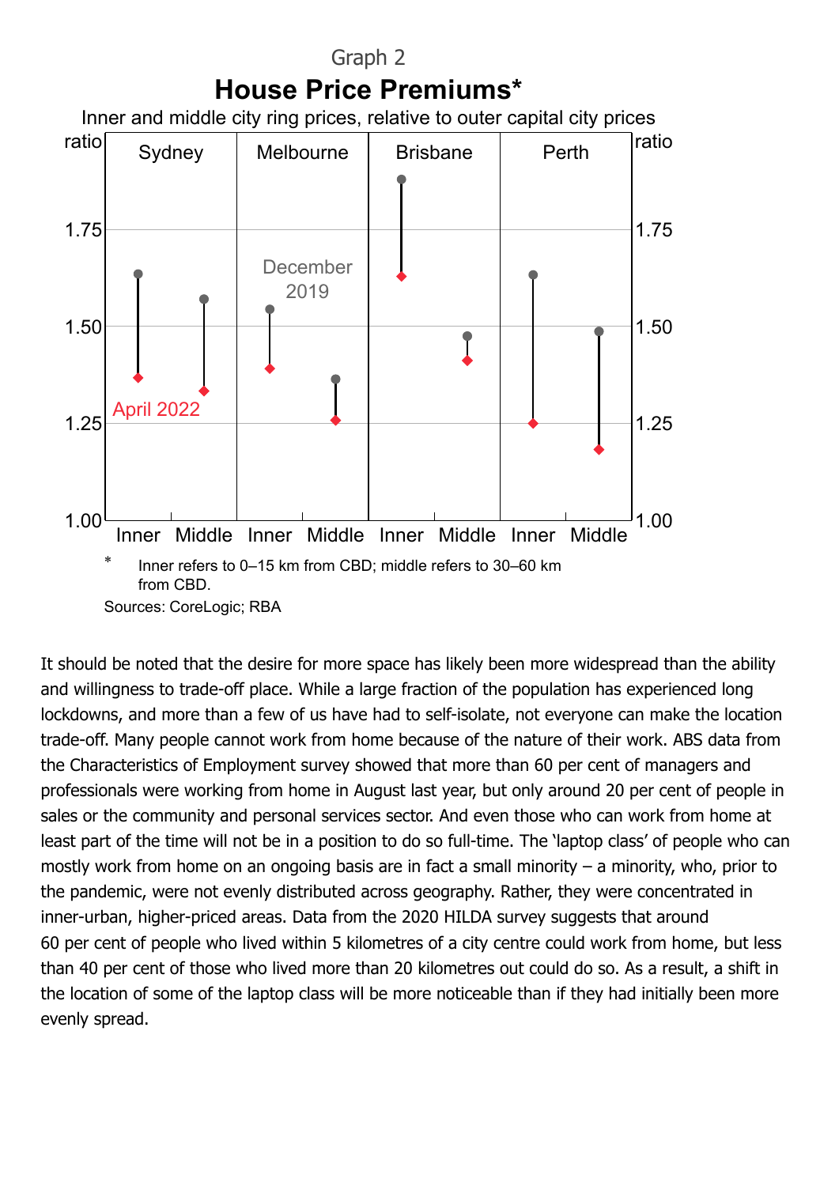Graph 2

**House Price Premiums***

Inner and middle city ring prices, relative to outer capital city prices

\* Inner refers to 0–15 km from CBD; middle refers to 30–60 km from CBD.

Sources: CoreLogic; RBA

It should be noted that the desire for more space has likely been more widespread than the ability and willingness to trade-off place. While a large fraction of the population has experienced long lockdowns, and more than a few of us have had to self-isolate, not everyone can make the location trade-off. Many people cannot work from home because of the nature of their work. ABS data from the Characteristics of Employment survey showed that more than 60 per cent of managers and professionals were working from home in August last year, but only around 20 per cent of people in sales or the community and personal services sector. And even those who can work from home at least part of the time will not be in a position to do so full-time. The 'laptop class' of people who can mostly work from home on an ongoing basis are in fact a small minority – a minority, who, prior to the pandemic, were not evenly distributed across geography. Rather, they were concentrated in inner-urban, higher-priced areas. Data from the 2020 HILDA survey suggests that around 60 per cent of people who lived within 5 kilometres of a city centre could work from home, but less than 40 per cent of those who lived more than 20 kilometres out could do so. As a result, a shift in the location of some of the laptop class will be more noticeable than if they had initially been more evenly spread.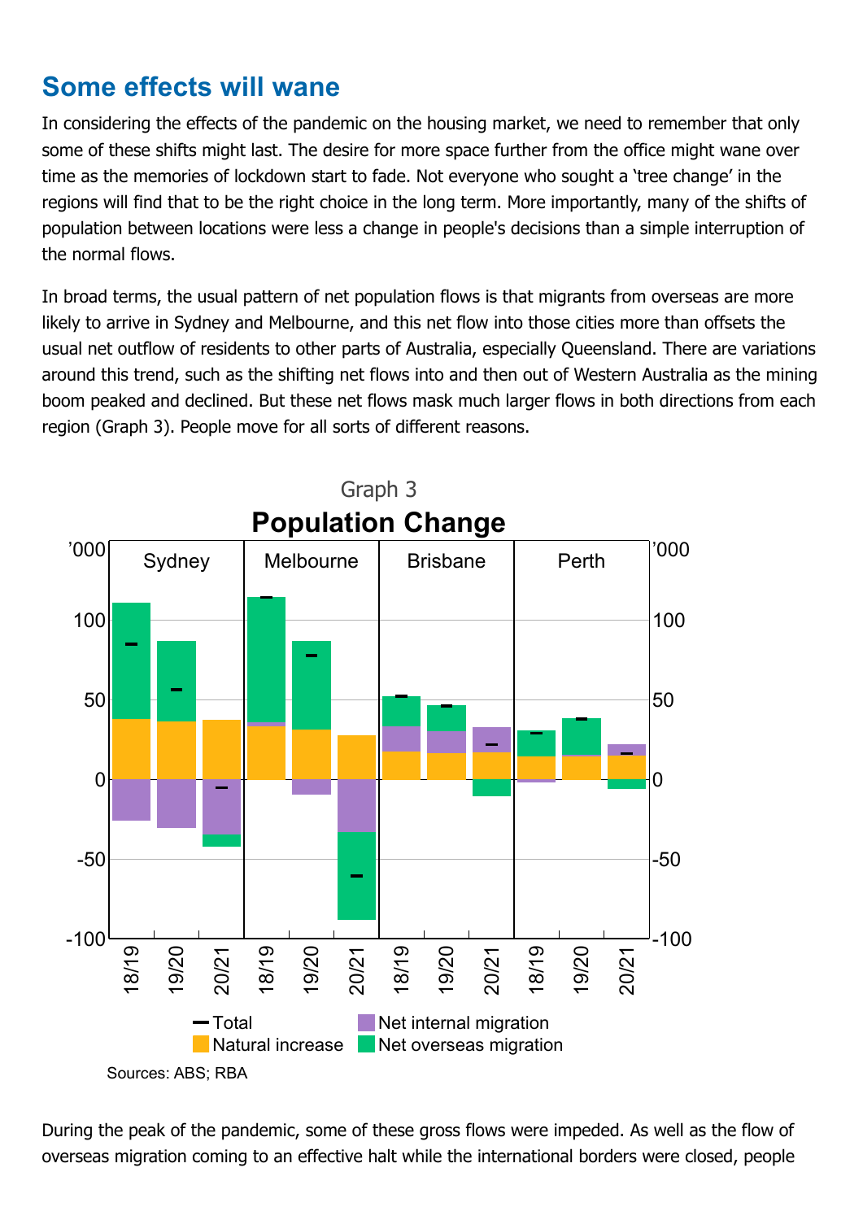## Some effects will wane

In considering the effects of the pandemic on the housing market, we need to remember that only some of these shifts might last. The desire for more space further from the office might wane over time as the memories of lockdown start to fade. Not everyone who sought a 'tree change' in the regions will find that to be the right choice in the long term. More importantly, many of the shifts of population between locations were less a change in people's decisions than a simple interruption of the normal flows.

In broad terms, the usual pattern of net population flows is that migrants from overseas are more likely to arrive in Sydney and Melbourne, and this net flow into those cities more than offsets the usual net outflow of residents to other parts of Australia, especially Queensland. There are variations around this trend, such as the shifting net flows into and then out of Western Australia as the mining boom peaked and declined. But these net flows mask much larger flows in both directions from each region (Graph 3). People move for all sorts of different reasons.

Graph 3

**Population Change**

Sources: ABS; RBA

During the peak of the pandemic, some of these gross flows were impeded. As well as the flow of overseas migration coming to an effective halt while the international borders were closed, people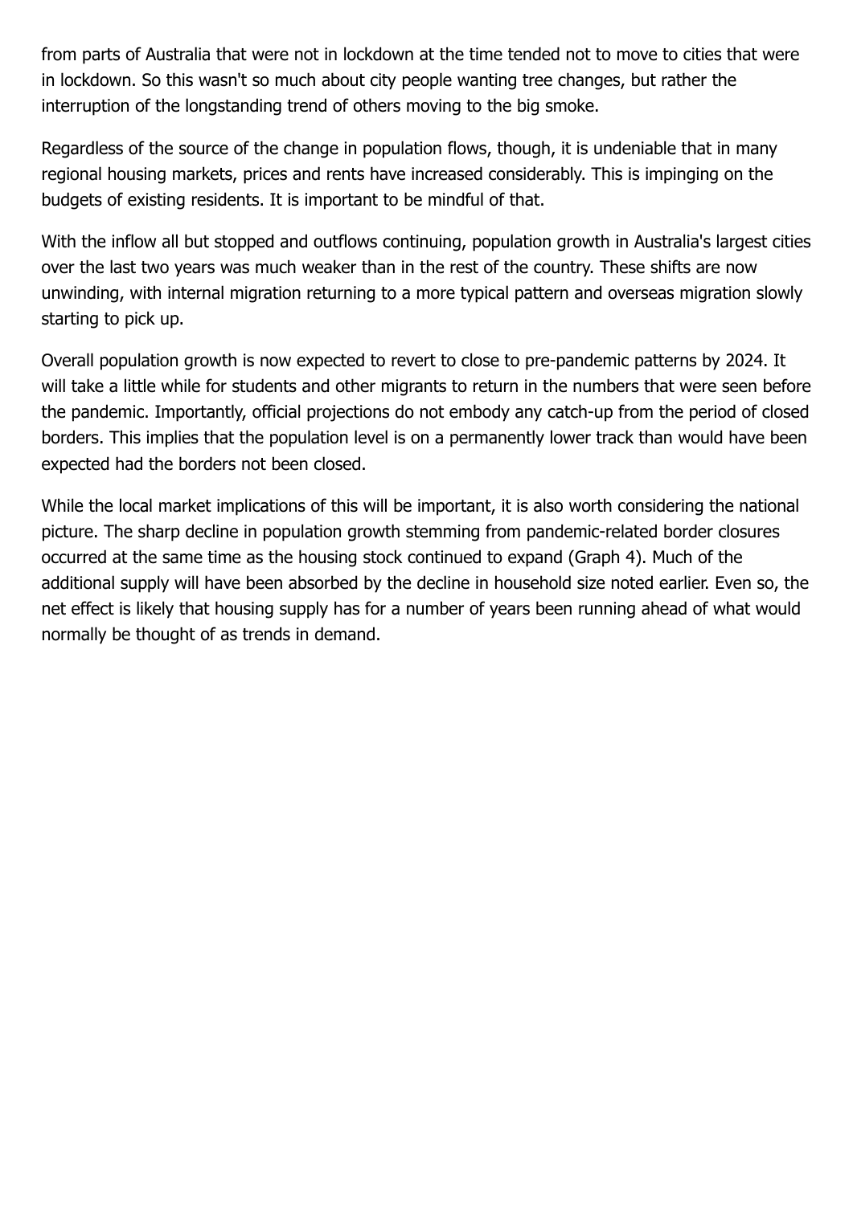from parts of Australia that were not in lockdown at the time tended not to move to cities that were in lockdown. So this wasn't so much about city people wanting tree changes, but rather the interruption of the longstanding trend of others moving to the big smoke.

Regardless of the source of the change in population flows, though, it is undeniable that in many regional housing markets, prices and rents have increased considerably. This is impinging on the budgets of existing residents. It is important to be mindful of that.

With the inflow all but stopped and outflows continuing, population growth in Australia's largest cities over the last two years was much weaker than in the rest of the country. These shifts are now unwinding, with internal migration returning to a more typical pattern and overseas migration slowly starting to pick up.

Overall population growth is now expected to revert to close to pre-pandemic patterns by 2024. It will take a little while for students and other migrants to return in the numbers that were seen before the pandemic. Importantly, official projections do not embody any catch-up from the period of closed borders. This implies that the population level is on a permanently lower track than would have been expected had the borders not been closed.

While the local market implications of this will be important, it is also worth considering the national picture. The sharp decline in population growth stemming from pandemic-related border closures occurred at the same time as the housing stock continued to expand (Graph 4). Much of the additional supply will have been absorbed by the decline in household size noted earlier. Even so, the net effect is likely that housing supply has for a number of years been running ahead of what would normally be thought of as trends in demand.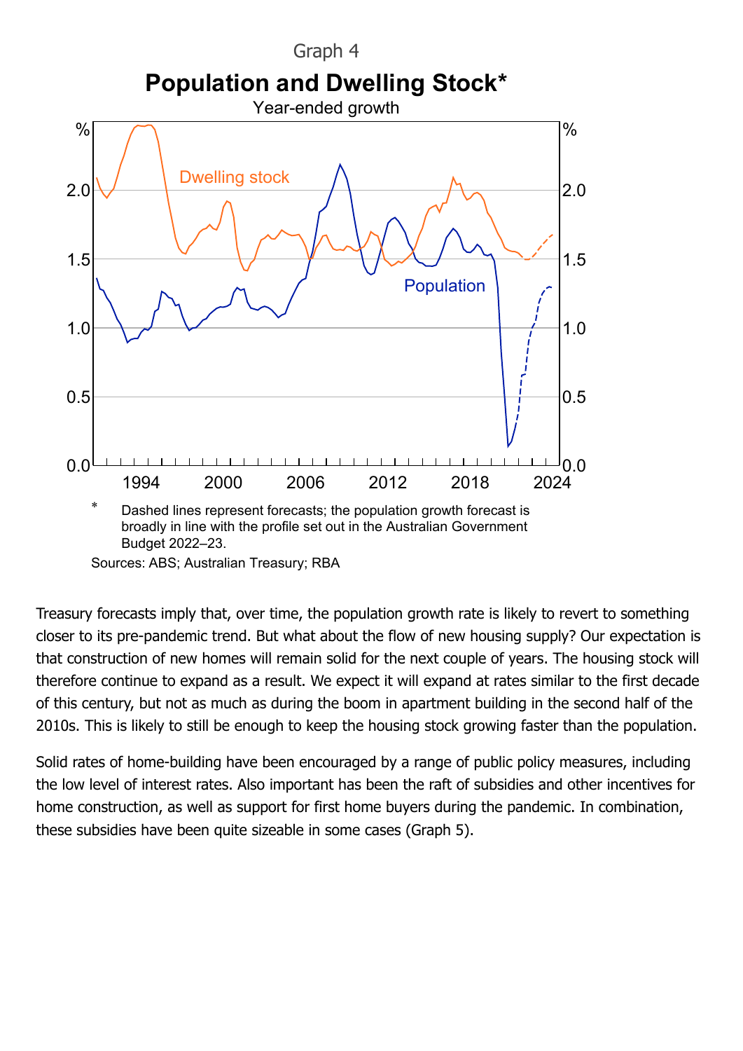Graph 4

**Population and Dwelling Stock***

Year-ended growth

\* Dashed lines represent forecasts; the population growth forecast is broadly in line with the profile set out in the Australian Government Budget 2022–23.

Sources: ABS; Australian Treasury; RBA

Treasury forecasts imply that, over time, the population growth rate is likely to revert to something closer to its pre-pandemic trend. But what about the flow of new housing supply? Our expectation is that construction of new homes will remain solid for the next couple of years. The housing stock will therefore continue to expand as a result. We expect it will expand at rates similar to the first decade of this century, but not as much as during the boom in apartment building in the second half of the 2010s. This is likely to still be enough to keep the housing stock growing faster than the population.

Solid rates of home-building have been encouraged by a range of public policy measures, including the low level of interest rates. Also important has been the raft of subsidies and other incentives for home construction, as well as support for first home buyers during the pandemic. In combination, these subsidies have been quite sizeable in some cases (Graph 5).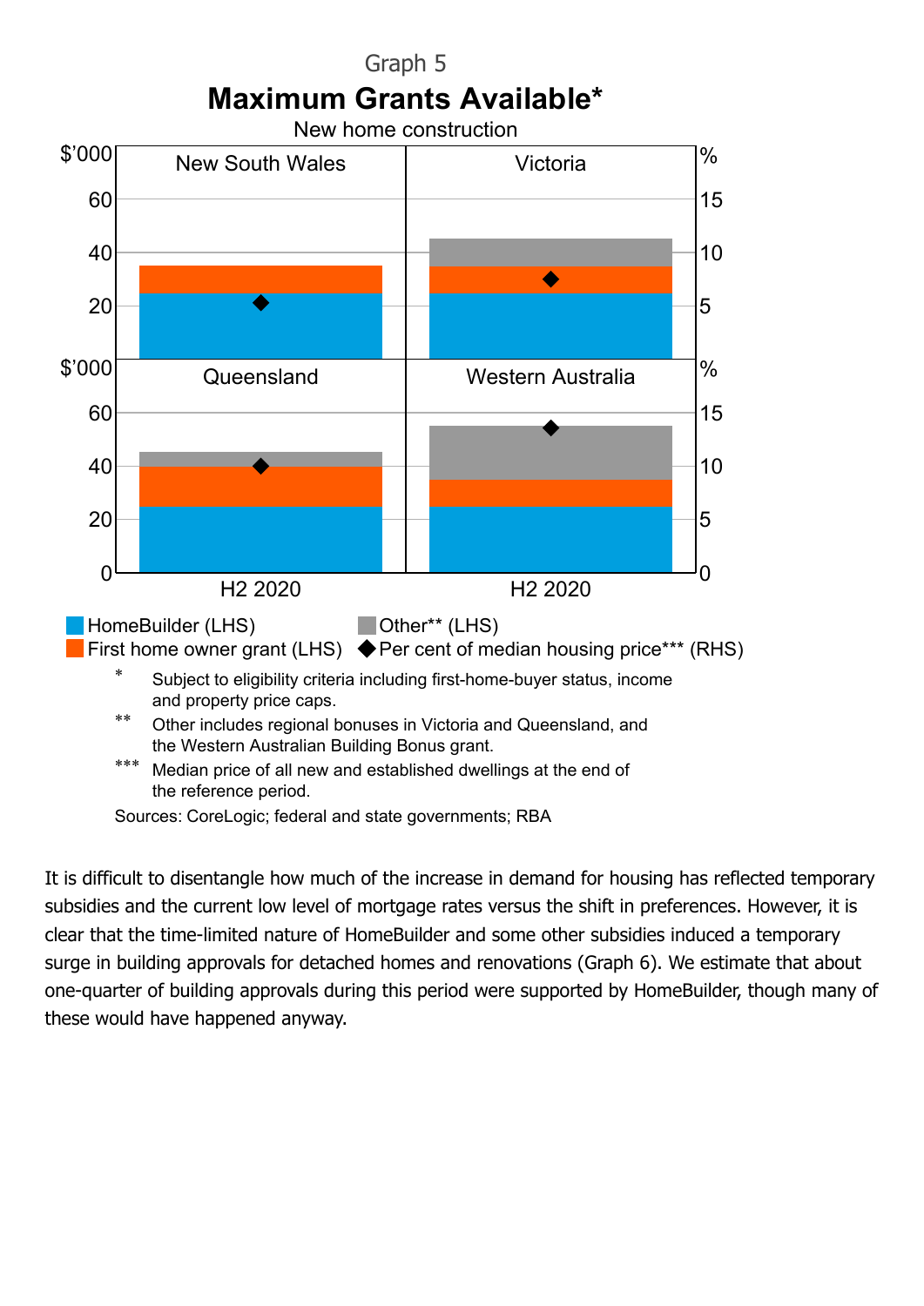Graph 5

**Maximum Grants Available***

New home construction

| | HomeBuilder (LHS) $'000 | First home owner grant (LHS) $'000 | Other** (LHS) $'000 | Per cent of median housing price*** (RHS) % |
|---|---|---|---|---|
| New South Wales (H2 2020) | 25 | 10 | | 5.3 |
| Victoria (H2 2020) | 25 | 10 | 10 | 7.5 |
| Queensland (H2 2020) | 25 | 15 | 5 | 10 |
| Western Australia (H2 2020) | 25 | 10 | 20 | 13.7 |

\* Subject to eligibility criteria including first-home-buyer status, income and property price caps.

\*\* Other includes regional bonuses in Victoria and Queensland, and the Western Australian Building Bonus grant.

\*\*\* Median price of all new and established dwellings at the end of the reference period.

Sources: CoreLogic; federal and state governments; RBA

It is difficult to disentangle how much of the increase in demand for housing has reflected temporary subsidies and the current low level of mortgage rates versus the shift in preferences. However, it is clear that the time-limited nature of HomeBuilder and some other subsidies induced a temporary surge in building approvals for detached homes and renovations (Graph 6). We estimate that about one-quarter of building approvals during this period were supported by HomeBuilder, though many of these would have happened anyway.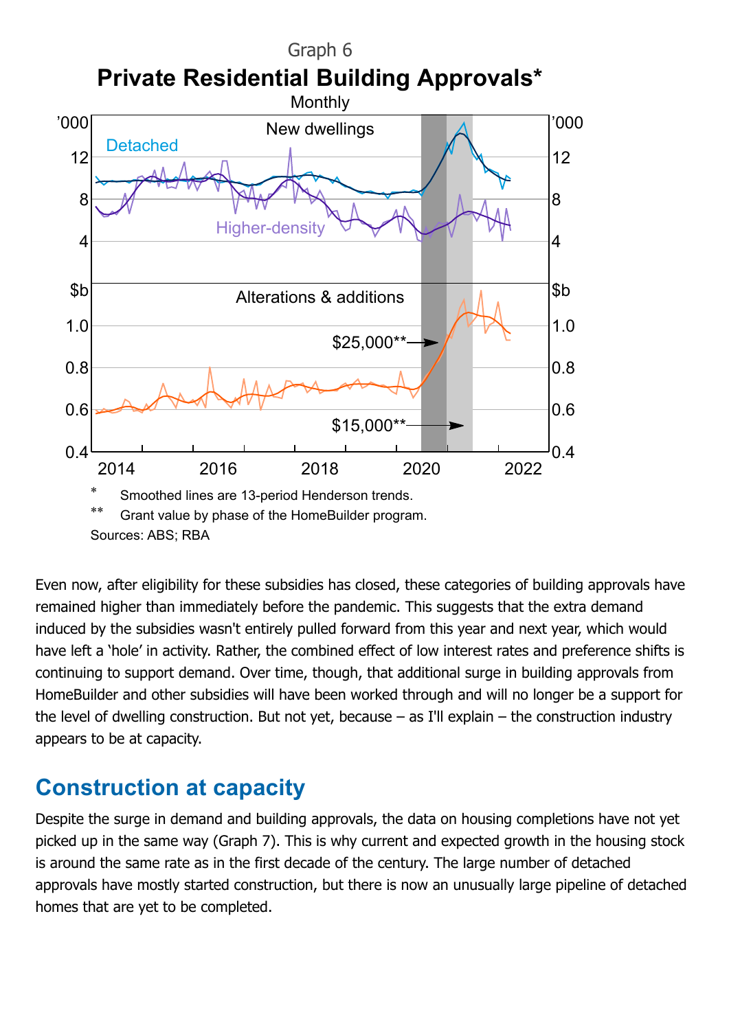Graph 6

**Private Residential Building Approvals***

Monthly

\* Smoothed lines are 13-period Henderson trends.

\*\* Grant value by phase of the HomeBuilder program.

Sources: ABS; RBA

Even now, after eligibility for these subsidies has closed, these categories of building approvals have remained higher than immediately before the pandemic. This suggests that the extra demand induced by the subsidies wasn't entirely pulled forward from this year and next year, which would have left a 'hole' in activity. Rather, the combined effect of low interest rates and preference shifts is continuing to support demand. Over time, though, that additional surge in building approvals from HomeBuilder and other subsidies will have been worked through and will no longer be a support for the level of dwelling construction. But not yet, because – as I'll explain – the construction industry appears to be at capacity.

## Construction at capacity

Despite the surge in demand and building approvals, the data on housing completions have not yet picked up in the same way (Graph 7). This is why current and expected growth in the housing stock is around the same rate as in the first decade of the century. The large number of detached approvals have mostly started construction, but there is now an unusually large pipeline of detached homes that are yet to be completed.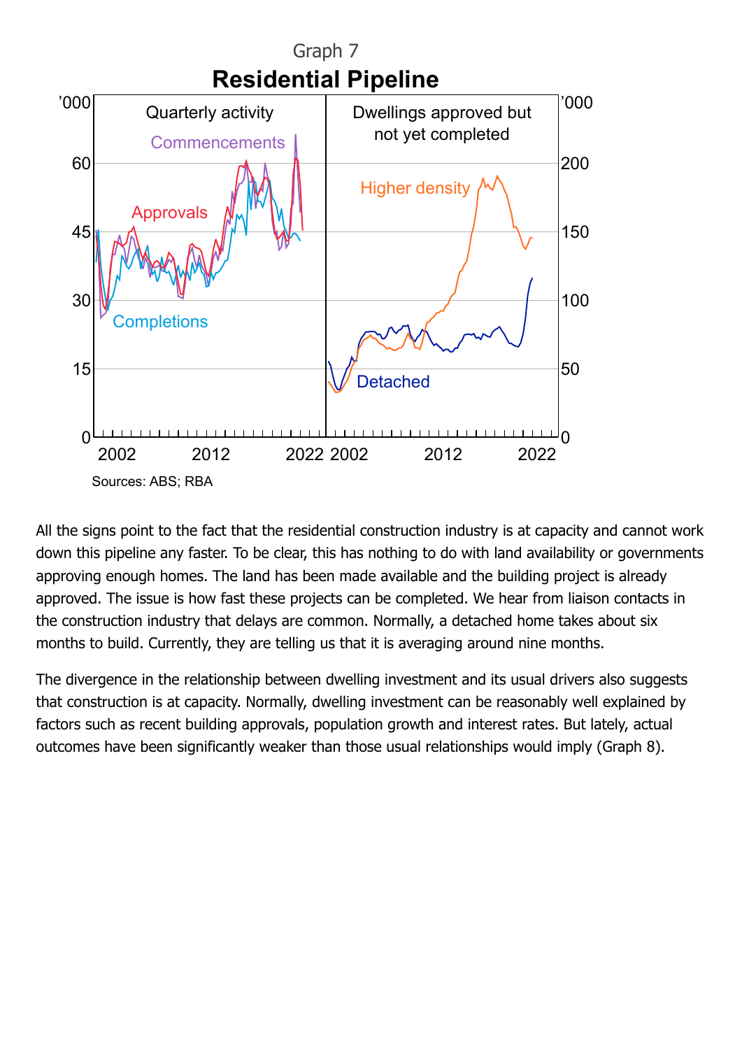Graph 7

**Residential Pipeline**

Sources: ABS; RBA

All the signs point to the fact that the residential construction industry is at capacity and cannot work down this pipeline any faster. To be clear, this has nothing to do with land availability or governments approving enough homes. The land has been made available and the building project is already approved. The issue is how fast these projects can be completed. We hear from liaison contacts in the construction industry that delays are common. Normally, a detached home takes about six months to build. Currently, they are telling us that it is averaging around nine months.

The divergence in the relationship between dwelling investment and its usual drivers also suggests that construction is at capacity. Normally, dwelling investment can be reasonably well explained by factors such as recent building approvals, population growth and interest rates. But lately, actual outcomes have been significantly weaker than those usual relationships would imply (Graph 8).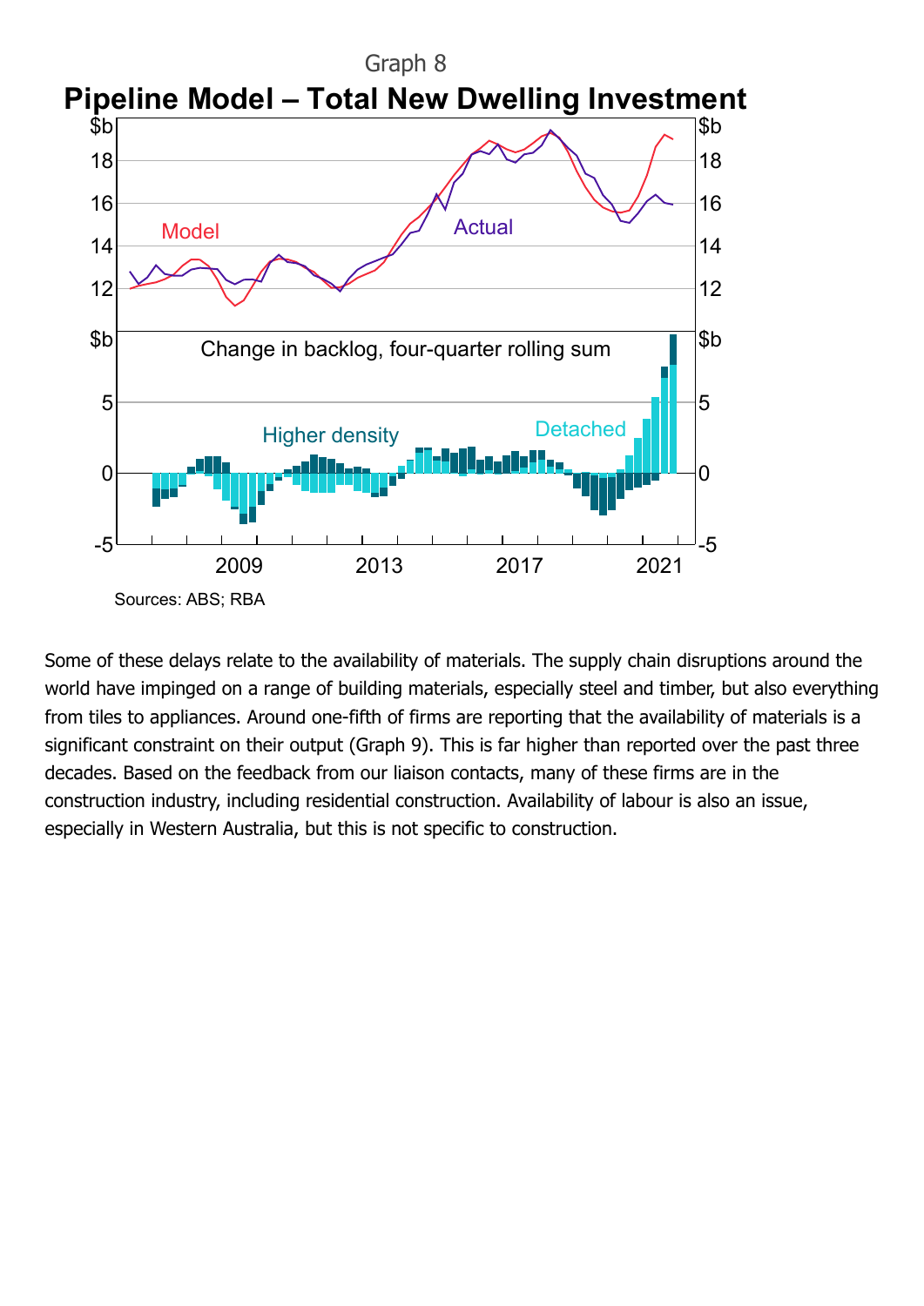Graph 8

## Pipeline Model – Total New Dwelling Investment

Sources: ABS; RBA

Some of these delays relate to the availability of materials. The supply chain disruptions around the world have impinged on a range of building materials, especially steel and timber, but also everything from tiles to appliances. Around one-fifth of firms are reporting that the availability of materials is a significant constraint on their output (Graph 9). This is far higher than reported over the past three decades. Based on the feedback from our liaison contacts, many of these firms are in the construction industry, including residential construction. Availability of labour is also an issue, especially in Western Australia, but this is not specific to construction.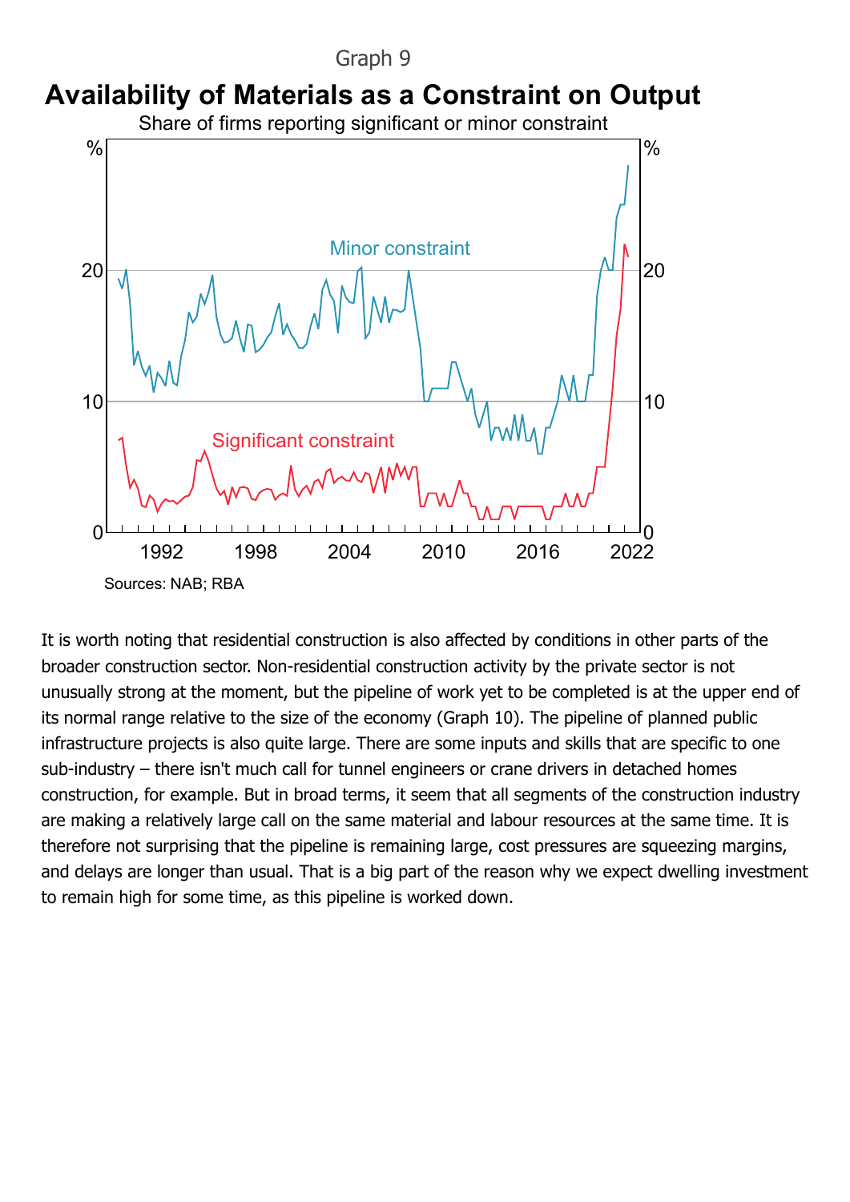Graph 9

**Availability of Materials as a Constraint on Output**

Share of firms reporting significant or minor constraint

Sources: NAB; RBA

It is worth noting that residential construction is also affected by conditions in other parts of the broader construction sector. Non-residential construction activity by the private sector is not unusually strong at the moment, but the pipeline of work yet to be completed is at the upper end of its normal range relative to the size of the economy (Graph 10). The pipeline of planned public infrastructure projects is also quite large. There are some inputs and skills that are specific to one sub-industry – there isn't much call for tunnel engineers or crane drivers in detached homes construction, for example. But in broad terms, it seem that all segments of the construction industry are making a relatively large call on the same material and labour resources at the same time. It is therefore not surprising that the pipeline is remaining large, cost pressures are squeezing margins, and delays are longer than usual. That is a big part of the reason why we expect dwelling investment to remain high for some time, as this pipeline is worked down.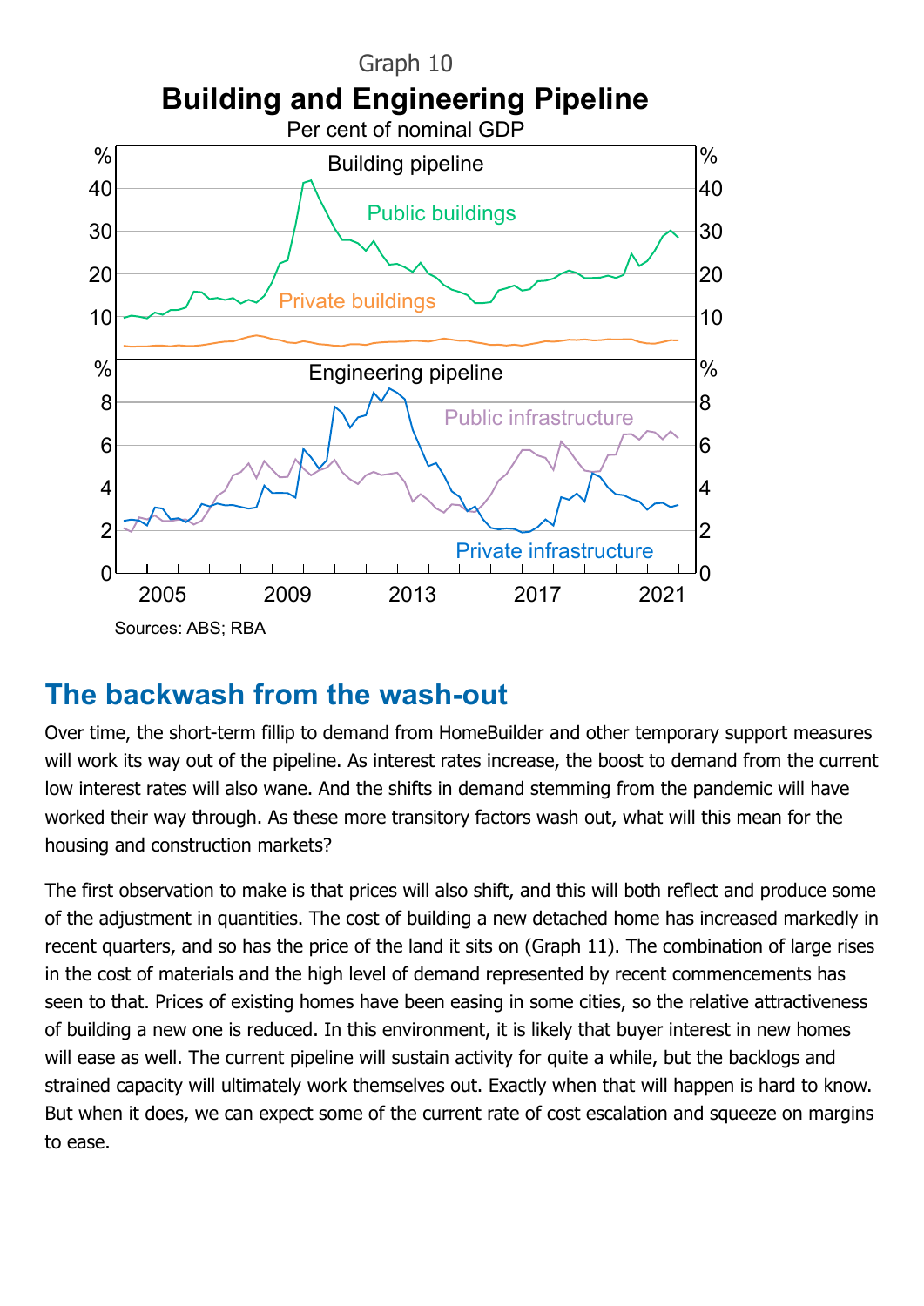Graph 10

**Building and Engineering Pipeline**

Per cent of nominal GDP

Sources: ABS; RBA

## The backwash from the wash-out

Over time, the short-term fillip to demand from HomeBuilder and other temporary support measures will work its way out of the pipeline. As interest rates increase, the boost to demand from the current low interest rates will also wane. And the shifts in demand stemming from the pandemic will have worked their way through. As these more transitory factors wash out, what will this mean for the housing and construction markets?

The first observation to make is that prices will also shift, and this will both reflect and produce some of the adjustment in quantities. The cost of building a new detached home has increased markedly in recent quarters, and so has the price of the land it sits on (Graph 11). The combination of large rises in the cost of materials and the high level of demand represented by recent commencements has seen to that. Prices of existing homes have been easing in some cities, so the relative attractiveness of building a new one is reduced. In this environment, it is likely that buyer interest in new homes will ease as well. The current pipeline will sustain activity for quite a while, but the backlogs and strained capacity will ultimately work themselves out. Exactly when that will happen is hard to know. But when it does, we can expect some of the current rate of cost escalation and squeeze on margins to ease.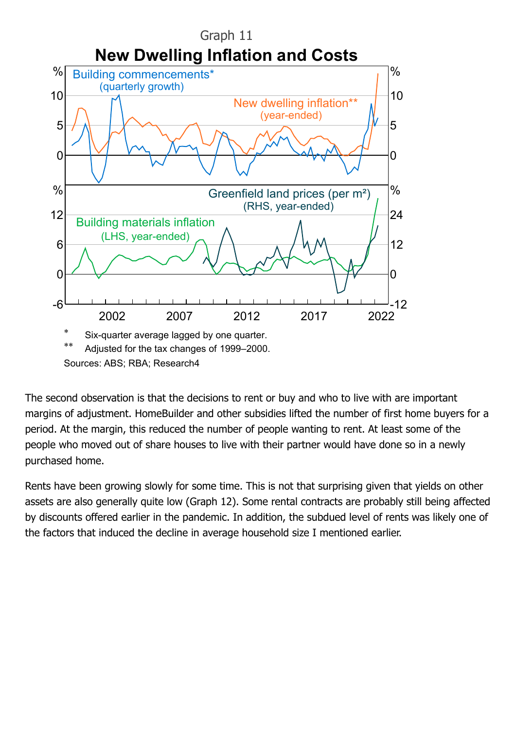Graph 11

**New Dwelling Inflation and Costs**

\* Six-quarter average lagged by one quarter.

\*\* Adjusted for the tax changes of 1999–2000.

Sources: ABS; RBA; Research4

The second observation is that the decisions to rent or buy and who to live with are important margins of adjustment. HomeBuilder and other subsidies lifted the number of first home buyers for a period. At the margin, this reduced the number of people wanting to rent. At least some of the people who moved out of share houses to live with their partner would have done so in a newly purchased home.

Rents have been growing slowly for some time. This is not that surprising given that yields on other assets are also generally quite low (Graph 12). Some rental contracts are probably still being affected by discounts offered earlier in the pandemic. In addition, the subdued level of rents was likely one of the factors that induced the decline in average household size I mentioned earlier.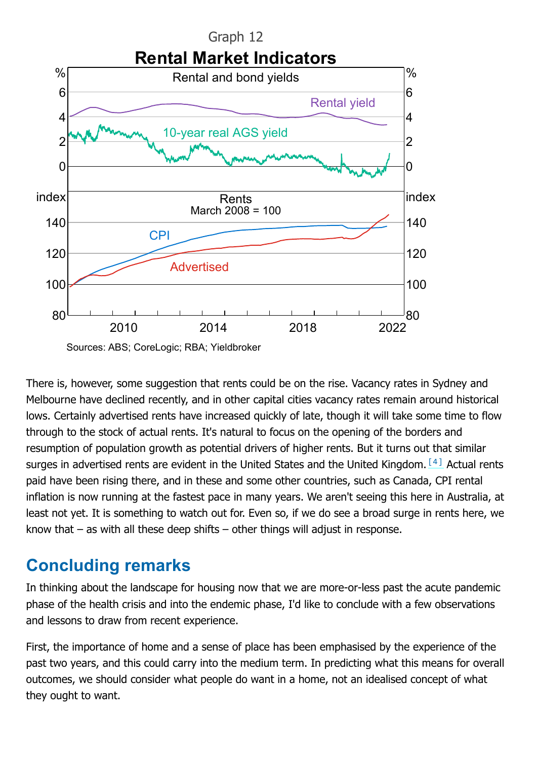Graph 12

**Rental Market Indicators**

Sources: ABS; CoreLogic; RBA; Yieldbroker

There is, however, some suggestion that rents could be on the rise. Vacancy rates in Sydney and Melbourne have declined recently, and in other capital cities vacancy rates remain around historical lows. Certainly advertised rents have increased quickly of late, though it will take some time to flow through to the stock of actual rents. It's natural to focus on the opening of the borders and resumption of population growth as potential drivers of higher rents. But it turns out that similar surges in advertised rents are evident in the United States and the United Kingdom.[4] Actual rents paid have been rising there, and in these and some other countries, such as Canada, CPI rental inflation is now running at the fastest pace in many years. We aren't seeing this here in Australia, at least not yet. It is something to watch out for. Even so, if we do see a broad surge in rents here, we know that – as with all these deep shifts – other things will adjust in response.

## Concluding remarks

In thinking about the landscape for housing now that we are more-or-less past the acute pandemic phase of the health crisis and into the endemic phase, I'd like to conclude with a few observations and lessons to draw from recent experience.

First, the importance of home and a sense of place has been emphasised by the experience of the past two years, and this could carry into the medium term. In predicting what this means for overall outcomes, we should consider what people do want in a home, not an idealised concept of what they ought to want.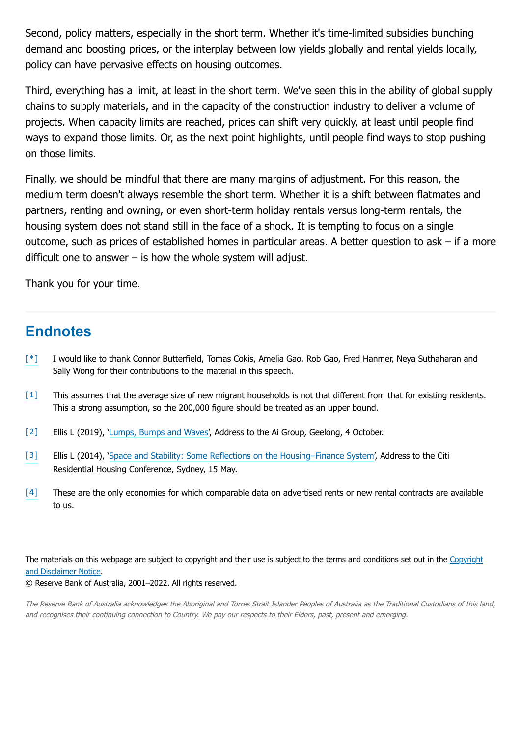Second, policy matters, especially in the short term. Whether it's time-limited subsidies bunching demand and boosting prices, or the interplay between low yields globally and rental yields locally, policy can have pervasive effects on housing outcomes.

Third, everything has a limit, at least in the short term. We've seen this in the ability of global supply chains to supply materials, and in the capacity of the construction industry to deliver a volume of projects. When capacity limits are reached, prices can shift very quickly, at least until people find ways to expand those limits. Or, as the next point highlights, until people find ways to stop pushing on those limits.

Finally, we should be mindful that there are many margins of adjustment. For this reason, the medium term doesn't always resemble the short term. Whether it is a shift between flatmates and partners, renting and owning, or even short-term holiday rentals versus long-term rentals, the housing system does not stand still in the face of a shock. It is tempting to focus on a single outcome, such as prices of established homes in particular areas. A better question to ask – if a more difficult one to answer – is how the whole system will adjust.

Thank you for your time.

## Endnotes

[*] I would like to thank Connor Butterfield, Tomas Cokis, Amelia Gao, Rob Gao, Fred Hanmer, Neya Suthaharan and Sally Wong for their contributions to the material in this speech.

[1] This assumes that the average size of new migrant households is not that different from that for existing residents. This a strong assumption, so the 200,000 figure should be treated as an upper bound.

[2] Ellis L (2019), 'Lumps, Bumps and Waves', Address to the Ai Group, Geelong, 4 October.

[3] Ellis L (2014), 'Space and Stability: Some Reflections on the Housing–Finance System', Address to the Citi Residential Housing Conference, Sydney, 15 May.

[4] These are the only economies for which comparable data on advertised rents or new rental contracts are available to us.

The materials on this webpage are subject to copyright and their use is subject to the terms and conditions set out in the Copyright and Disclaimer Notice.

© Reserve Bank of Australia, 2001–2022. All rights reserved.

*The Reserve Bank of Australia acknowledges the Aboriginal and Torres Strait Islander Peoples of Australia as the Traditional Custodians of this land, and recognises their continuing connection to Country. We pay our respects to their Elders, past, present and emerging.*